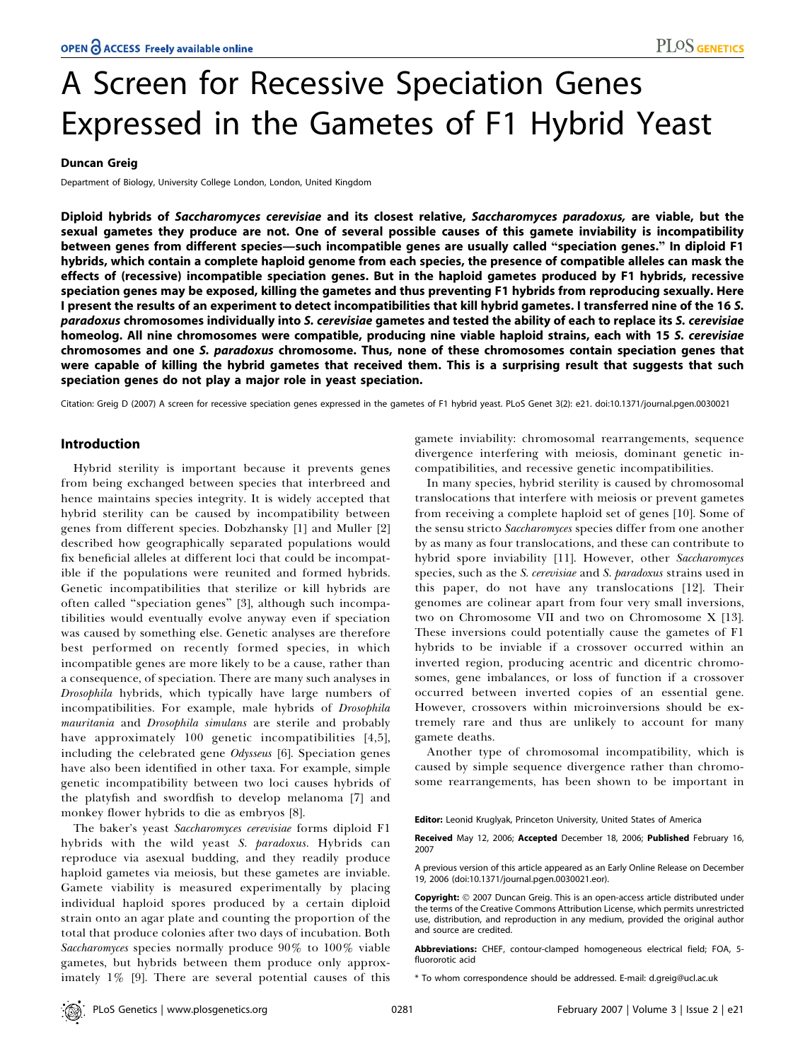# A Screen for Recessive Speciation Genes Expressed in the Gametes of F1 Hybrid Yeast

**Duncan Greig**

Department of Biology, University College London, London, United Kingdom

**Diploid hybrids of *Saccharomyces cerevisiae* and its closest relative, *Saccharomyces paradoxus,* are viable, but the sexual gametes they produce are not. One of several possible causes of this gamete inviability is incompatibility between genes from different species—such incompatible genes are usually called "speciation genes." In diploid F1 hybrids, which contain a complete haploid genome from each species, the presence of compatible alleles can mask the effects of (recessive) incompatible speciation genes. But in the haploid gametes produced by F1 hybrids, recessive speciation genes may be exposed, killing the gametes and thus preventing F1 hybrids from reproducing sexually. Here I present the results of an experiment to detect incompatibilities that kill hybrid gametes. I transferred nine of the 16 *S. paradoxus* chromosomes individually into *S. cerevisiae* gametes and tested the ability of each to replace its *S. cerevisiae* homeolog. All nine chromosomes were compatible, producing nine viable haploid strains, each with 15 *S. cerevisiae* chromosomes and one *S. paradoxus* chromosome. Thus, none of these chromosomes contain speciation genes that were capable of killing the hybrid gametes that received them. This is a surprising result that suggests that such speciation genes do not play a major role in yeast speciation.**

Citation: Greig D (2007) A screen for recessive speciation genes expressed in the gametes of F1 hybrid yeast. PLoS Genet 3(2): e21. doi:10.1371/journal.pgen.0030021

## Introduction

Hybrid sterility is important because it prevents genes from being exchanged between species that interbreed and hence maintains species integrity. It is widely accepted that hybrid sterility can be caused by incompatibility between genes from different species. Dobzhansky [1] and Muller [2] described how geographically separated populations would fix beneficial alleles at different loci that could be incompatible if the populations were reunited and formed hybrids. Genetic incompatibilities that sterilize or kill hybrids are often called "speciation genes" [3], although such incompatibilities would eventually evolve anyway even if speciation was caused by something else. Genetic analyses are therefore best performed on recently formed species, in which incompatible genes are more likely to be a cause, rather than a consequence, of speciation. There are many such analyses in *Drosophila* hybrids, which typically have large numbers of incompatibilities. For example, male hybrids of *Drosophila mauritania* and *Drosophila simulans* are sterile and probably have approximately 100 genetic incompatibilities [4,5], including the celebrated gene *Odysseus* [6]. Speciation genes have also been identified in other taxa. For example, simple genetic incompatibility between two loci causes hybrids of the platyfish and swordfish to develop melanoma [7] and monkey flower hybrids to die as embryos [8].

The baker's yeast *Saccharomyces cerevisiae* forms diploid F1 hybrids with the wild yeast *S. paradoxus*. Hybrids can reproduce via asexual budding, and they readily produce haploid gametes via meiosis, but these gametes are inviable. Gamete viability is measured experimentally by placing individual haploid spores produced by a certain diploid strain onto an agar plate and counting the proportion of the total that produce colonies after two days of incubation. Both *Saccharomyces* species normally produce 90% to 100% viable gametes, but hybrids between them produce only approximately 1% [9]. There are several potential causes of this gamete inviability: chromosomal rearrangements, sequence divergence interfering with meiosis, dominant genetic incompatibilities, and recessive genetic incompatibilities.

In many species, hybrid sterility is caused by chromosomal translocations that interfere with meiosis or prevent gametes from receiving a complete haploid set of genes [10]. Some of the sensu stricto *Saccharomyces* species differ from one another by as many as four translocations, and these can contribute to hybrid spore inviability [11]. However, other *Saccharomyces* species, such as the *S. cerevisiae* and *S. paradoxus* strains used in this paper, do not have any translocations [12]. Their genomes are colinear apart from four very small inversions, two on Chromosome VII and two on Chromosome X [13]. These inversions could potentially cause the gametes of F1 hybrids to be inviable if a crossover occurred within an inverted region, producing acentric and dicentric chromosomes, gene imbalances, or loss of function if a crossover occurred between inverted copies of an essential gene. However, crossovers within microinversions should be extremely rare and thus are unlikely to account for many gamete deaths.

Another type of chromosomal incompatibility, which is caused by simple sequence divergence rather than chromosome rearrangements, has been shown to be important in

**Editor:** Leonid Kruglyak, Princeton University, United States of America

**Received** May 12, 2006; **Accepted** December 18, 2006; **Published** February 16, 2007

A previous version of this article appeared as an Early Online Release on December 19, 2006 (doi:10.1371/journal.pgen.0030021.eor).

**Copyright:** © 2007 Duncan Greig. This is an open-access article distributed under the terms of the Creative Commons Attribution License, which permits unrestricted use, distribution, and reproduction in any medium, provided the original author and source are credited.

**Abbreviations:** CHEF, contour-clamped homogeneous electrical field; FOA, 5-fluororotic acid

\* To whom correspondence should be addressed. E-mail: d.greig@ucl.ac.uk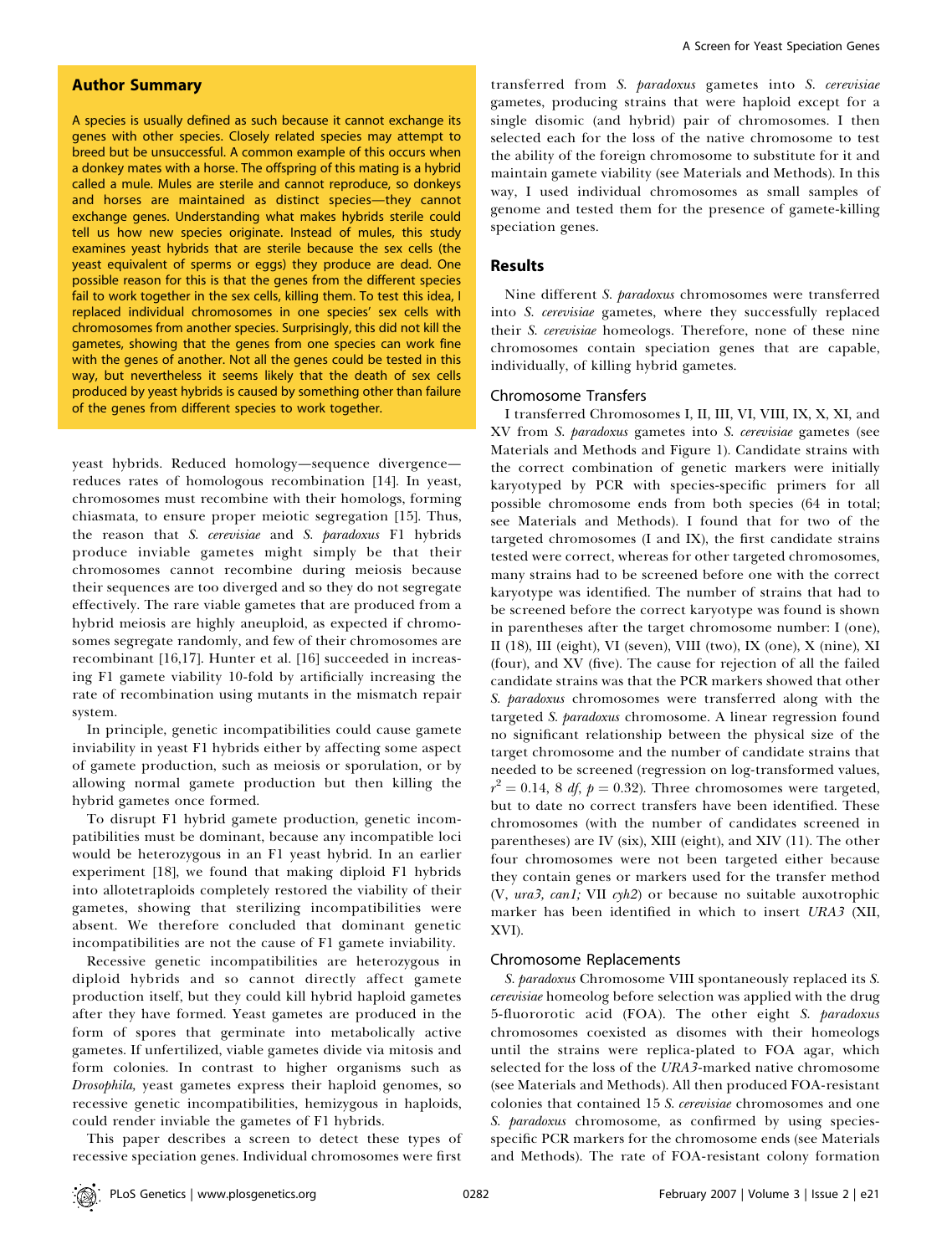## Author Summary

A species is usually defined as such because it cannot exchange its genes with other species. Closely related species may attempt to breed but be unsuccessful. A common example of this occurs when a donkey mates with a horse. The offspring of this mating is a hybrid called a mule. Mules are sterile and cannot reproduce, so donkeys and horses are maintained as distinct species—they cannot exchange genes. Understanding what makes hybrids sterile could tell us how new species originate. Instead of mules, this study examines yeast hybrids that are sterile because the sex cells (the yeast equivalent of sperms or eggs) they produce are dead. One possible reason for this is that the genes from the different species fail to work together in the sex cells, killing them. To test this idea, I replaced individual chromosomes in one species' sex cells with chromosomes from another species. Surprisingly, this did not kill the gametes, showing that the genes from one species can work fine with the genes of another. Not all the genes could be tested in this way, but nevertheless it seems likely that the death of sex cells produced by yeast hybrids is caused by something other than failure of the genes from different species to work together.

yeast hybrids. Reduced homology—sequence divergence—reduces rates of homologous recombination [14]. In yeast, chromosomes must recombine with their homologs, forming chiasmata, to ensure proper meiotic segregation [15]. Thus, the reason that *S. cerevisiae* and *S. paradoxus* F1 hybrids produce inviable gametes might simply be that their chromosomes cannot recombine during meiosis because their sequences are too diverged and so they do not segregate effectively. The rare viable gametes that are produced from a hybrid meiosis are highly aneuploid, as expected if chromosomes segregate randomly, and few of their chromosomes are recombinant [16,17]. Hunter et al. [16] succeeded in increasing F1 gamete viability 10-fold by artificially increasing the rate of recombination using mutants in the mismatch repair system.

In principle, genetic incompatibilities could cause gamete inviability in yeast F1 hybrids either by affecting some aspect of gamete production, such as meiosis or sporulation, or by allowing normal gamete production but then killing the hybrid gametes once formed.

To disrupt F1 hybrid gamete production, genetic incompatibilities must be dominant, because any incompatible loci would be heterozygous in an F1 yeast hybrid. In an earlier experiment [18], we found that making diploid F1 hybrids into allotetraploids completely restored the viability of their gametes, showing that sterilizing incompatibilities were absent. We therefore concluded that dominant genetic incompatibilities are not the cause of F1 gamete inviability.

Recessive genetic incompatibilities are heterozygous in diploid hybrids and so cannot directly affect gamete production itself, but they could kill hybrid haploid gametes after they have formed. Yeast gametes are produced in the form of spores that germinate into metabolically active gametes. If unfertilized, viable gametes divide via mitosis and form colonies. In contrast to higher organisms such as *Drosophila*, yeast gametes express their haploid genomes, so recessive genetic incompatibilities, hemizygous in haploids, could render inviable the gametes of F1 hybrids.

This paper describes a screen to detect these types of recessive speciation genes. Individual chromosomes were first transferred from *S. paradoxus* gametes into *S. cerevisiae* gametes, producing strains that were haploid except for a single disomic (and hybrid) pair of chromosomes. I then selected each for the loss of the native chromosome to test the ability of the foreign chromosome to substitute for it and maintain gamete viability (see Materials and Methods). In this way, I used individual chromosomes as small samples of genome and tested them for the presence of gamete-killing speciation genes.

## Results

Nine different *S. paradoxus* chromosomes were transferred into *S. cerevisiae* gametes, where they successfully replaced their *S. cerevisiae* homeologs. Therefore, none of these nine chromosomes contain speciation genes that are capable, individually, of killing hybrid gametes.

### Chromosome Transfers

I transferred Chromosomes I, II, III, VI, VIII, IX, X, XI, and XV from *S. paradoxus* gametes into *S. cerevisiae* gametes (see Materials and Methods and Figure 1). Candidate strains with the correct combination of genetic markers were initially karyotyped by PCR with species-specific primers for all possible chromosome ends from both species (64 in total; see Materials and Methods). I found that for two of the targeted chromosomes (I and IX), the first candidate strains tested were correct, whereas for other targeted chromosomes, many strains had to be screened before one with the correct karyotype was identified. The number of strains that had to be screened before the correct karyotype was found is shown in parentheses after the target chromosome number: I (one), II (18), III (eight), VI (seven), VIII (two), IX (one), X (nine), XI (four), and XV (five). The cause for rejection of all the failed candidate strains was that the PCR markers showed that other *S. paradoxus* chromosomes were transferred along with the targeted *S. paradoxus* chromosome. A linear regression found no significant relationship between the physical size of the target chromosome and the number of candidate strains that needed to be screened (regression on log-transformed values, $r^2 = 0.14$, 8 *df*, $p = 0.32$). Three chromosomes were targeted, but to date no correct transfers have been identified. These chromosomes (with the number of candidates screened in parentheses) are IV (six), XIII (eight), and XIV (11). The other four chromosomes were not been targeted either because they contain genes or markers used for the transfer method (V, *ura3, can1;* VII *cyh2*) or because no suitable auxotrophic marker has been identified in which to insert *URA3* (XII, XVI).

### Chromosome Replacements

*S. paradoxus* Chromosome VIII spontaneously replaced its *S. cerevisiae* homeolog before selection was applied with the drug 5-fluororotic acid (FOA). The other eight *S. paradoxus* chromosomes coexisted as disomes with their homeologs until the strains were replica-plated to FOA agar, which selected for the loss of the *URA3*-marked native chromosome (see Materials and Methods). All then produced FOA-resistant colonies that contained 15 *S. cerevisiae* chromosomes and one *S. paradoxus* chromosome, as confirmed by using species-specific PCR markers for the chromosome ends (see Materials and Methods). The rate of FOA-resistant colony formation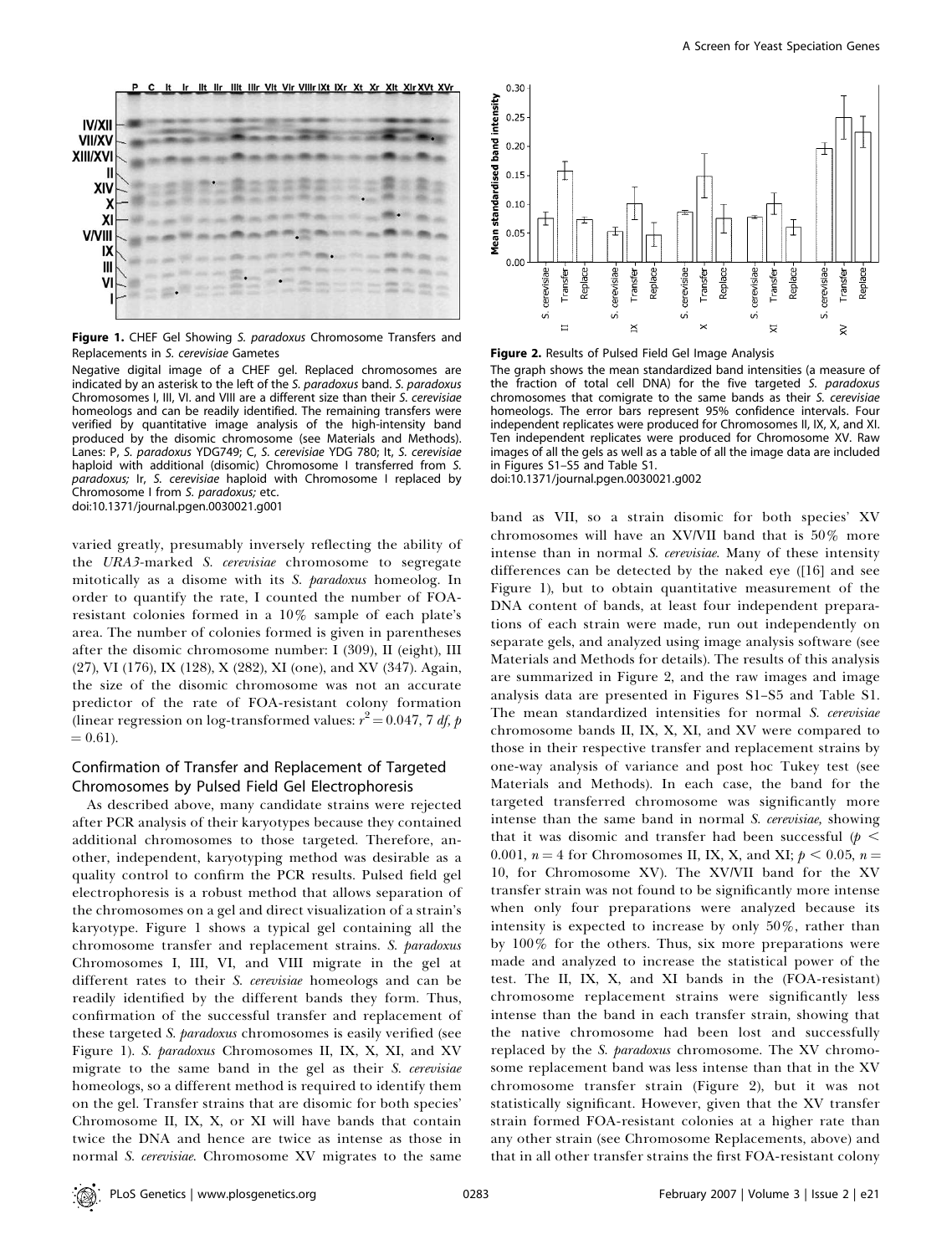**Figure 1.** CHEF Gel Showing *S. paradoxus* Chromosome Transfers and Replacements in *S. cerevisiae* Gametes

Negative digital image of a CHEF gel. Replaced chromosomes are indicated by an asterisk to the left of the *S. paradoxus* band. *S. paradoxus* Chromosomes I, III, VI. and VIII are a different size than their *S. cerevisiae* homeologs and can be readily identified. The remaining transfers were verified by quantitative image analysis of the high-intensity band produced by the disomic chromosome (see Materials and Methods). Lanes: P, *S. paradoxus* YDG749; C, *S. cerevisiae* YDG 780; It, *S. cerevisiae* haploid with additional (disomic) Chromosome I transferred from *S. paradoxus;* Ir, *S. cerevisiae* haploid with Chromosome I replaced by Chromosome I from *S. paradoxus;* etc.

doi:10.1371/journal.pgen.0030021.g001

**Figure 2.** Results of Pulsed Field Gel Image Analysis

The graph shows the mean standardized band intensities (a measure of the fraction of total cell DNA) for the five targeted *S. paradoxus* chromosomes that comigrate to the same bands as their *S. cerevisiae* homeologs. The error bars represent 95% confidence intervals. Four independent replicates were produced for Chromosomes II, IX, X, and XI. Ten independent replicates were produced for Chromosome XV. Raw images of all the gels as well as a table of all the image data are included in Figures S1–S5 and Table S1.

doi:10.1371/journal.pgen.0030021.g002

varied greatly, presumably inversely reflecting the ability of the *URA3*-marked *S. cerevisiae* chromosome to segregate mitotically as a disome with its *S. paradoxus* homeolog. In order to quantify the rate, I counted the number of FOA-resistant colonies formed in a 10% sample of each plate's area. The number of colonies formed is given in parentheses after the disomic chromosome number: I (309), II (eight), III (27), VI (176), IX (128), X (282), XI (one), and XV (347). Again, the size of the disomic chromosome was not an accurate predictor of the rate of FOA-resistant colony formation (linear regression on log-transformed values: $r^2 = 0.047$, 7 *df*, $p = 0.61$).

## Confirmation of Transfer and Replacement of Targeted Chromosomes by Pulsed Field Gel Electrophoresis

As described above, many candidate strains were rejected after PCR analysis of their karyotypes because they contained additional chromosomes to those targeted. Therefore, another, independent, karyotyping method was desirable as a quality control to confirm the PCR results. Pulsed field gel electrophoresis is a robust method that allows separation of the chromosomes on a gel and direct visualization of a strain's karyotype. Figure 1 shows a typical gel containing all the chromosome transfer and replacement strains. *S. paradoxus* Chromosomes I, III, VI, and VIII migrate in the gel at different rates to their *S. cerevisiae* homeologs and can be readily identified by the different bands they form. Thus, confirmation of the successful transfer and replacement of these targeted *S. paradoxus* chromosomes is easily verified (see Figure 1). *S. paradoxus* Chromosomes II, IX, X, XI, and XV migrate to the same band in the gel as their *S. cerevisiae* homeologs, so a different method is required to identify them on the gel. Transfer strains that are disomic for both species' Chromosome II, IX, X, or XI will have bands that contain twice the DNA and hence are twice as intense as those in normal *S. cerevisiae*. Chromosome XV migrates to the same band as VII, so a strain disomic for both species' XV chromosomes will have an XV/VII band that is 50% more intense than in normal *S. cerevisiae*. Many of these intensity differences can be detected by the naked eye ([16] and see Figure 1), but to obtain quantitative measurement of the DNA content of bands, at least four independent preparations of each strain were made, run out independently on separate gels, and analyzed using image analysis software (see Materials and Methods for details). The results of this analysis are summarized in Figure 2, and the raw images and image analysis data are presented in Figures S1–S5 and Table S1. The mean standardized intensities for normal *S. cerevisiae* chromosome bands II, IX, X, XI, and XV were compared to those in their respective transfer and replacement strains by one-way analysis of variance and post hoc Tukey test (see Materials and Methods). In each case, the band for the targeted transferred chromosome was significantly more intense than the same band in normal *S. cerevisiae*, showing that it was disomic and transfer had been successful ($p < 0.001$, $n = 4$ for Chromosomes II, IX, X, and XI; $p < 0.05$, $n = 10$, for Chromosome XV). The XV/VII band for the XV transfer strain was not found to be significantly more intense when only four preparations were analyzed because its intensity is expected to increase by only 50%, rather than by 100% for the others. Thus, six more preparations were made and analyzed to increase the statistical power of the test. The II, IX, X, and XI bands in the (FOA-resistant) chromosome replacement strains were significantly less intense than the band in each transfer strain, showing that the native chromosome had been lost and successfully replaced by the *S. paradoxus* chromosome. The XV chromosome replacement band was less intense than that in the XV chromosome transfer strain (Figure 2), but it was not statistically significant. However, given that the XV transfer strain formed FOA-resistant colonies at a higher rate than any other strain (see Chromosome Replacements, above) and that in all other transfer strains the first FOA-resistant colony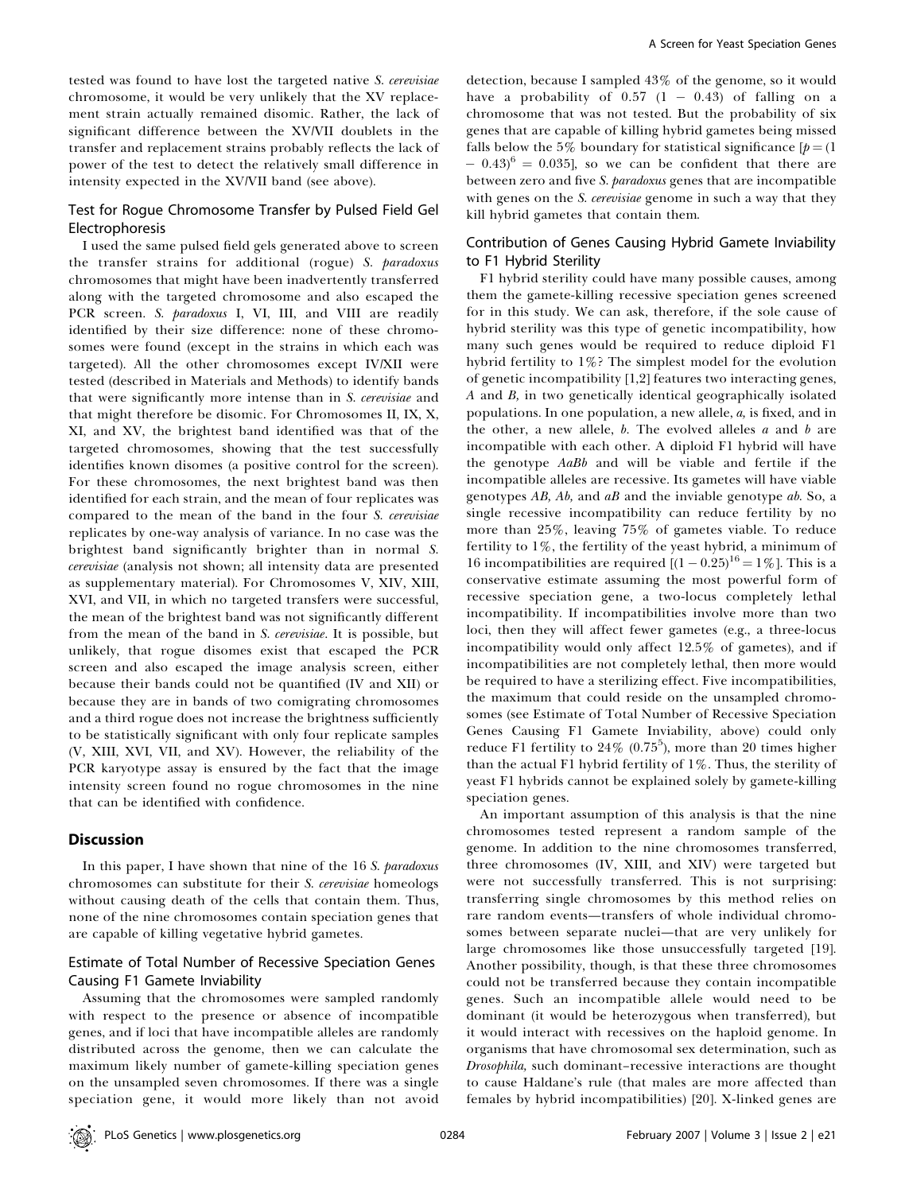tested was found to have lost the targeted native *S. cerevisiae* chromosome, it would be very unlikely that the XV replacement strain actually remained disomic. Rather, the lack of significant difference between the XV/VII doublets in the transfer and replacement strains probably reflects the lack of power of the test to detect the relatively small difference in intensity expected in the XV/VII band (see above).

### Test for Rogue Chromosome Transfer by Pulsed Field Gel Electrophoresis

I used the same pulsed field gels generated above to screen the transfer strains for additional (rogue) *S. paradoxus* chromosomes that might have been inadvertently transferred along with the targeted chromosome and also escaped the PCR screen. *S. paradoxus* I, VI, III, and VIII are readily identified by their size difference: none of these chromosomes were found (except in the strains in which each was targeted). All the other chromosomes except IV/XII were tested (described in Materials and Methods) to identify bands that were significantly more intense than in *S. cerevisiae* and that might therefore be disomic. For Chromosomes II, IX, X, XI, and XV, the brightest band identified was that of the targeted chromosomes, showing that the test successfully identifies known disomes (a positive control for the screen). For these chromosomes, the next brightest band was then identified for each strain, and the mean of four replicates was compared to the mean of the band in the four *S. cerevisiae* replicates by one-way analysis of variance. In no case was the brightest band significantly brighter than in normal *S. cerevisiae* (analysis not shown; all intensity data are presented as supplementary material). For Chromosomes V, XIV, XIII, XVI, and VII, in which no targeted transfers were successful, the mean of the brightest band was not significantly different from the mean of the band in *S. cerevisiae*. It is possible, but unlikely, that rogue disomes exist that escaped the PCR screen and also escaped the image analysis screen, either because their bands could not be quantified (IV and XII) or because they are in bands of two comigrating chromosomes and a third rogue does not increase the brightness sufficiently to be statistically significant with only four replicate samples (V, XIII, XVI, VII, and XV). However, the reliability of the PCR karyotype assay is ensured by the fact that the image intensity screen found no rogue chromosomes in the nine that can be identified with confidence.

## Discussion

In this paper, I have shown that nine of the 16 *S. paradoxus* chromosomes can substitute for their *S. cerevisiae* homeologs without causing death of the cells that contain them. Thus, none of the nine chromosomes contain speciation genes that are capable of killing vegetative hybrid gametes.

### Estimate of Total Number of Recessive Speciation Genes Causing F1 Gamete Inviability

Assuming that the chromosomes were sampled randomly with respect to the presence or absence of incompatible genes, and if loci that have incompatible alleles are randomly distributed across the genome, then we can calculate the maximum likely number of gamete-killing speciation genes on the unsampled seven chromosomes. If there was a single speciation gene, it would more likely than not avoid detection, because I sampled 43% of the genome, so it would have a probability of 0.57 ($1 - 0.43$) of falling on a chromosome that was not tested. But the probability of six genes that are capable of killing hybrid gametes being missed falls below the 5% boundary for statistical significance [$p = (1 - 0.43)^6 = 0.035$], so we can be confident that there are between zero and five *S. paradoxus* genes that are incompatible with genes on the *S. cerevisiae* genome in such a way that they kill hybrid gametes that contain them.

### Contribution of Genes Causing Hybrid Gamete Inviability to F1 Hybrid Sterility

F1 hybrid sterility could have many possible causes, among them the gamete-killing recessive speciation genes screened for in this study. We can ask, therefore, if the sole cause of hybrid sterility was this type of genetic incompatibility, how many such genes would be required to reduce diploid F1 hybrid fertility to 1%? The simplest model for the evolution of genetic incompatibility [1,2] features two interacting genes, *A* and *B*, in two genetically identical geographically isolated populations. In one population, a new allele, *a*, is fixed, and in the other, a new allele, *b*. The evolved alleles *a* and *b* are incompatible with each other. A diploid F1 hybrid will have the genotype *AaBb* and will be viable and fertile if the incompatible alleles are recessive. Its gametes will have viable genotypes *AB*, *Ab*, and *aB* and the inviable genotype *ab*. So, a single recessive incompatibility can reduce fertility by no more than 25%, leaving 75% of gametes viable. To reduce fertility to 1%, the fertility of the yeast hybrid, a minimum of 16 incompatibilities are required [$(1 - 0.25)^{16} = 1\%$]. This is a conservative estimate assuming the most powerful form of recessive speciation gene, a two-locus completely lethal incompatibility. If incompatibilities involve more than two loci, then they will affect fewer gametes (e.g., a three-locus incompatibility would only affect 12.5% of gametes), and if incompatibilities are not completely lethal, then more would be required to have a sterilizing effect. Five incompatibilities, the maximum that could reside on the unsampled chromosomes (see Estimate of Total Number of Recessive Speciation Genes Causing F1 Gamete Inviability, above) could only reduce F1 fertility to 24% ($0.75^5$), more than 20 times higher than the actual F1 hybrid fertility of 1%. Thus, the sterility of yeast F1 hybrids cannot be explained solely by gamete-killing speciation genes.

An important assumption of this analysis is that the nine chromosomes tested represent a random sample of the genome. In addition to the nine chromosomes transferred, three chromosomes (IV, XIII, and XIV) were targeted but were not successfully transferred. This is not surprising: transferring single chromosomes by this method relies on rare random events—transfers of whole individual chromosomes between separate nuclei—that are very unlikely for large chromosomes like those unsuccessfully targeted [19]. Another possibility, though, is that these three chromosomes could not be transferred because they contain incompatible genes. Such an incompatible allele would need to be dominant (it would be heterozygous when transferred), but it would interact with recessives on the haploid genome. In organisms that have chromosomal sex determination, such as *Drosophila*, such dominant–recessive interactions are thought to cause Haldane's rule (that males are more affected than females by hybrid incompatibilities) [20]. X-linked genes are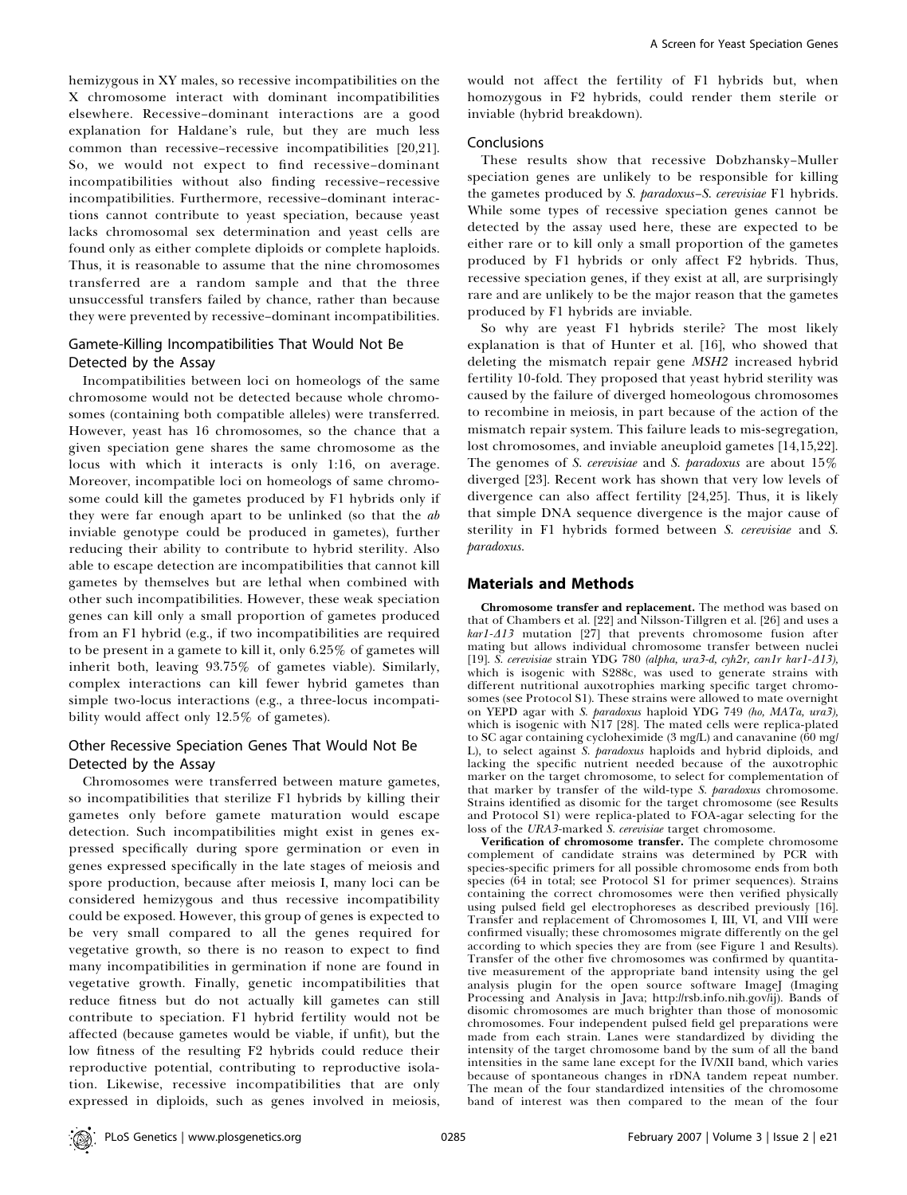hemizygous in XY males, so recessive incompatibilities on the X chromosome interact with dominant incompatibilities elsewhere. Recessive–dominant interactions are a good explanation for Haldane's rule, but they are much less common than recessive–recessive incompatibilities [20,21]. So, we would not expect to find recessive–dominant incompatibilities without also finding recessive–recessive incompatibilities. Furthermore, recessive–dominant interactions cannot contribute to yeast speciation, because yeast lacks chromosomal sex determination and yeast cells are found only as either complete diploids or complete haploids. Thus, it is reasonable to assume that the nine chromosomes transferred are a random sample and that the three unsuccessful transfers failed by chance, rather than because they were prevented by recessive–dominant incompatibilities.

### Gamete-Killing Incompatibilities That Would Not Be Detected by the Assay

Incompatibilities between loci on homeologs of the same chromosome would not be detected because whole chromosomes (containing both compatible alleles) were transferred. However, yeast has 16 chromosomes, so the chance that a given speciation gene shares the same chromosome as the locus with which it interacts is only 1:16, on average. Moreover, incompatible loci on homeologs of same chromosome could kill the gametes produced by F1 hybrids only if they were far enough apart to be unlinked (so that the *ab* inviable genotype could be produced in gametes), further reducing their ability to contribute to hybrid sterility. Also able to escape detection are incompatibilities that cannot kill gametes by themselves but are lethal when combined with other such incompatibilities. However, these weak speciation genes can kill only a small proportion of gametes produced from an F1 hybrid (e.g., if two incompatibilities are required to be present in a gamete to kill it, only 6.25% of gametes will inherit both, leaving 93.75% of gametes viable). Similarly, complex interactions can kill fewer hybrid gametes than simple two-locus interactions (e.g., a three-locus incompatibility would affect only 12.5% of gametes).

### Other Recessive Speciation Genes That Would Not Be Detected by the Assay

Chromosomes were transferred between mature gametes, so incompatibilities that sterilize F1 hybrids by killing their gametes only before gamete maturation would escape detection. Such incompatibilities might exist in genes expressed specifically during spore germination or even in genes expressed specifically in the late stages of meiosis and spore production, because after meiosis I, many loci can be considered hemizygous and thus recessive incompatibility could be exposed. However, this group of genes is expected to be very small compared to all the genes required for vegetative growth, so there is no reason to expect to find many incompatibilities in germination if none are found in vegetative growth. Finally, genetic incompatibilities that reduce fitness but do not actually kill gametes can still contribute to speciation. F1 hybrid fertility would not be affected (because gametes would be viable, if unfit), but the low fitness of the resulting F2 hybrids could reduce their reproductive potential, contributing to reproductive isolation. Likewise, recessive incompatibilities that are only expressed in diploids, such as genes involved in meiosis, would not affect the fertility of F1 hybrids but, when homozygous in F2 hybrids, could render them sterile or inviable (hybrid breakdown).

### Conclusions

These results show that recessive Dobzhansky–Muller speciation genes are unlikely to be responsible for killing the gametes produced by *S. paradoxus*–*S. cerevisiae* F1 hybrids. While some types of recessive speciation genes cannot be detected by the assay used here, these are expected to be either rare or to kill only a small proportion of the gametes produced by F1 hybrids or only affect F2 hybrids. Thus, recessive speciation genes, if they exist at all, are surprisingly rare and are unlikely to be the major reason that the gametes produced by F1 hybrids are inviable.

So why are yeast F1 hybrids sterile? The most likely explanation is that of Hunter et al. [16], who showed that deleting the mismatch repair gene *MSH2* increased hybrid fertility 10-fold. They proposed that yeast hybrid sterility was caused by the failure of diverged homeologous chromosomes to recombine in meiosis, in part because of the action of the mismatch repair system. This failure leads to mis-segregation, lost chromosomes, and inviable aneuploid gametes [14,15,22]. The genomes of *S. cerevisiae* and *S. paradoxus* are about 15% diverged [23]. Recent work has shown that very low levels of divergence can also affect fertility [24,25]. Thus, it is likely that simple DNA sequence divergence is the major cause of sterility in F1 hybrids formed between *S. cerevisiae* and *S. paradoxus*.

## Materials and Methods

**Chromosome transfer and replacement.** The method was based on that of Chambers et al. [22] and Nilsson-Tillgren et al. [26] and uses a *kar1-Δ13* mutation [27] that prevents chromosome fusion after mating but allows individual chromosome transfer between nuclei [19]. *S. cerevisiae* strain YDG 780 (*alpha, ura3-d, cyh2r, can1r kar1-Δ13*), which is isogenic with S288c, was used to generate strains with different nutritional auxotrophies marking specific target chromosomes (see Protocol S1). These strains were allowed to mate overnight on YEPD agar with *S. paradoxus* haploid YDG 749 (*ho, MATa, ura3*), which is isogenic with N17 [28]. The mated cells were replica-plated to SC agar containing cycloheximide (3 mg/L) and canavanine (60 mg/L), to select against *S. paradoxus* haploids and hybrid diploids, and lacking the specific nutrient needed because of the auxotrophic marker on the target chromosome, to select for complementation of that marker by transfer of the wild-type *S. paradoxus* chromosome. Strains identified as disomic for the target chromosome (see Results and Protocol S1) were replica-plated to FOA-agar selecting for the loss of the *URA3*-marked *S. cerevisiae* target chromosome.

**Verification of chromosome transfer.** The complete chromosome complement of candidate strains was determined by PCR with species-specific primers for all possible chromosome ends from both species (64 in total; see Protocol S1 for primer sequences). Strains containing the correct chromosomes were then verified physically using pulsed field gel electrophoreses as described previously [16]. Transfer and replacement of Chromosomes I, III, VI, and VIII were confirmed visually; these chromosomes migrate differently on the gel according to which species they are from (see Figure 1 and Results). Transfer of the other five chromosomes was confirmed by quantitative measurement of the appropriate band intensity using the gel analysis plugin for the open source software ImageJ (Imaging Processing and Analysis in Java; http://rsb.info.nih.gov/ij). Bands of disomic chromosomes are much brighter than those of monosomic chromosomes. Four independent pulsed field gel preparations were made from each strain. Lanes were standardized by dividing the intensity of the target chromosome band by the sum of all the band intensities in the same lane except for the IV/XII band, which varies because of spontaneous changes in rDNA tandem repeat number. The mean of the four standardized intensities of the chromosome band of interest was then compared to the mean of the four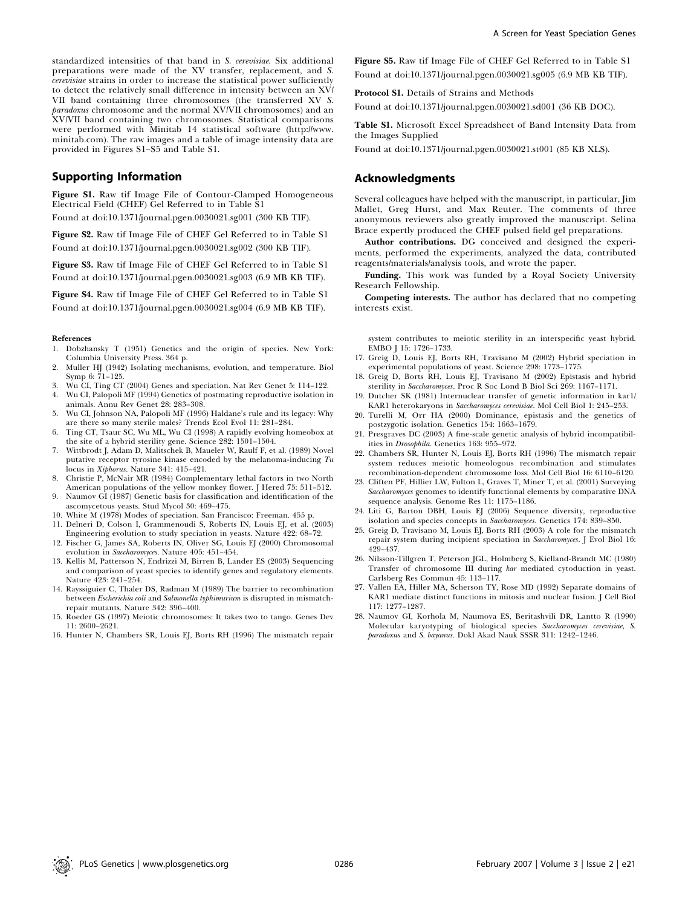standardized intensities of that band in *S. cerevisiae*. Six additional preparations were made of the XV transfer, replacement, and *S. cerevisiae* strains in order to increase the statistical power sufficiently to detect the relatively small difference in intensity between an XV/VII band containing three chromosomes (the transferred XV *S. paradoxus* chromosome and the normal XV/VII chromosomes) and an XV/VII band containing two chromosomes. Statistical comparisons were performed with Minitab 14 statistical software (http://www.minitab.com). The raw images and a table of image intensity data are provided in Figures S1–S5 and Table S1.

## Supporting Information

**Figure S1.** Raw tif Image File of Contour-Clamped Homogeneous Electrical Field (CHEF) Gel Referred to in Table S1

Found at doi:10.1371/journal.pgen.0030021.sg001 (300 KB TIF).

**Figure S2.** Raw tif Image File of CHEF Gel Referred to in Table S1

Found at doi:10.1371/journal.pgen.0030021.sg002 (300 KB TIF).

**Figure S3.** Raw tif Image File of CHEF Gel Referred to in Table S1

Found at doi:10.1371/journal.pgen.0030021.sg003 (6.9 MB KB TIF).

**Figure S4.** Raw tif Image File of CHEF Gel Referred to in Table S1

Found at doi:10.1371/journal.pgen.0030021.sg004 (6.9 MB KB TIF).

**Figure S5.** Raw tif Image File of CHEF Gel Referred to in Table S1

Found at doi:10.1371/journal.pgen.0030021.sg005 (6.9 MB KB TIF).

**Protocol S1.** Details of Strains and Methods

Found at doi:10.1371/journal.pgen.0030021.sd001 (36 KB DOC).

**Table S1.** Microsoft Excel Spreadsheet of Band Intensity Data from the Images Supplied

Found at doi:10.1371/journal.pgen.0030021.st001 (85 KB XLS).

## Acknowledgments

Several colleagues have helped with the manuscript, in particular, Jim Mallet, Greg Hurst, and Max Reuter. The comments of three anonymous reviewers also greatly improved the manuscript. Selina Brace expertly produced the CHEF pulsed field gel preparations.

**Author contributions.** DG conceived and designed the experiments, performed the experiments, analyzed the data, contributed reagents/materials/analysis tools, and wrote the paper.

**Funding.** This work was funded by a Royal Society University Research Fellowship.

**Competing interests.** The author has declared that no competing interests exist.

### References

1. Dobzhansky T (1951) Genetics and the origin of species. New York: Columbia University Press. 364 p.
2. Muller HJ (1942) Isolating mechanisms, evolution, and temperature. Biol Symp 6: 71–125.
3. Wu CI, Ting CT (2004) Genes and speciation. Nat Rev Genet 5: 114–122.
4. Wu CI, Palopoli MF (1994) Genetics of postmating reproductive isolation in animals. Annu Rev Genet 28: 283–308.
5. Wu CI, Johnson NA, Palopoli MF (1996) Haldane's rule and its legacy: Why are there so many sterile males? Trends Ecol Evol 11: 281–284.
6. Ting CT, Tsaur SC, Wu ML, Wu CI (1998) A rapidly evolving homeobox at the site of a hybrid sterility gene. Science 282: 1501–1504.
7. Wittbrodt J, Adam D, Malitschek B, Maueler W, Raulf F, et al. (1989) Novel putative receptor tyrosine kinase encoded by the melanoma-inducing *Tu* locus in *Xiphorus*. Nature 341: 415–421.
8. Christie P, McNair MR (1984) Complementary lethal factors in two North American populations of the yellow monkey flower. J Hered 75: 511–512.
9. Naumov GI (1987) Genetic basis for classification and identification of the ascomycetous yeasts. Stud Mycol 30: 469–475.
10. White M (1978) Modes of speciation. San Francisco: Freeman. 455 p.
11. Delneri D, Colson I, Grammenoudi S, Roberts IN, Louis EJ, et al. (2003) Engineering evolution to study speciation in yeasts. Nature 422: 68–72.
12. Fischer G, James SA, Roberts IN, Oliver SG, Louis EJ (2000) Chromosomal evolution in *Saccharomyces*. Nature 405: 451–454.
13. Kellis M, Patterson N, Endrizzi M, Birren B, Lander ES (2003) Sequencing and comparison of yeast species to identify genes and regulatory elements. Nature 423: 241–254.
14. Rayssiguier C, Thaler DS, Radman M (1989) The barrier to recombination between *Escherichia coli* and *Salmonella typhimurium* is disrupted in mismatch-repair mutants. Nature 342: 396–400.
15. Roeder GS (1997) Meiotic chromosomes: It takes two to tango. Genes Dev 11: 2600–2621.
16. Hunter N, Chambers SR, Louis EJ, Borts RH (1996) The mismatch repair system contributes to meiotic sterility in an interspecific yeast hybrid. EMBO J 15: 1726–1733.
17. Greig D, Louis EJ, Borts RH, Travisano M (2002) Hybrid speciation in experimental populations of yeast. Science 298: 1773–1775.
18. Greig D, Borts RH, Louis EJ, Travisano M (2002) Epistasis and hybrid sterility in *Saccharomyces*. Proc R Soc Lond B Biol Sci 269: 1167–1171.
19. Dutcher SK (1981) Internuclear transfer of genetic information in kar1/KAR1 heterokaryons in *Saccharomyces cerevisiae*. Mol Cell Biol 1: 245–253.
20. Turelli M, Orr HA (2000) Dominance, epistasis and the genetics of postzygotic isolation. Genetics 154: 1663–1679.
21. Presgraves DC (2003) A fine-scale genetic analysis of hybrid incompatibilities in *Drosophila*. Genetics 163: 955–972.
22. Chambers SR, Hunter N, Louis EJ, Borts RH (1996) The mismatch repair system reduces meiotic homeologous recombination and stimulates recombination-dependent chromosome loss. Mol Cell Biol 16: 6110–6120.
23. Cliften PF, Hillier LW, Fulton L, Graves T, Miner T, et al. (2001) Surveying *Saccharomyces* genomes to identify functional elements by comparative DNA sequence analysis. Genome Res 11: 1175–1186.
24. Liti G, Barton DBH, Louis EJ (2006) Sequence diversity, reproductive isolation and species concepts in *Saccharomyces*. Genetics 174: 839–850.
25. Greig D, Travisano M, Louis EJ, Borts RH (2003) A role for the mismatch repair system during incipient speciation in *Saccharomyces*. J Evol Biol 16: 429–437.
26. Nilsson-Tillgren T, Peterson JGL, Holmberg S, Kielland-Brandt MC (1980) Transfer of chromosome III during *kar* mediated cytoduction in yeast. Carlsberg Res Commun 45: 113–117.
27. Vallen EA, Hiller MA, Scherson TY, Rose MD (1992) Separate domains of KAR1 mediate distinct functions in mitosis and nuclear fusion. J Cell Biol 117: 1277–1287.
28. Naumov GI, Korhola M, Naumova ES, Beritashvili DR, Lantto R (1990) Molecular karyotyping of biological species *Saccharomyces cerevisiae, S. paradoxus* and *S. bayanus*. Dokl Akad Nauk SSSR 311: 1242–1246.